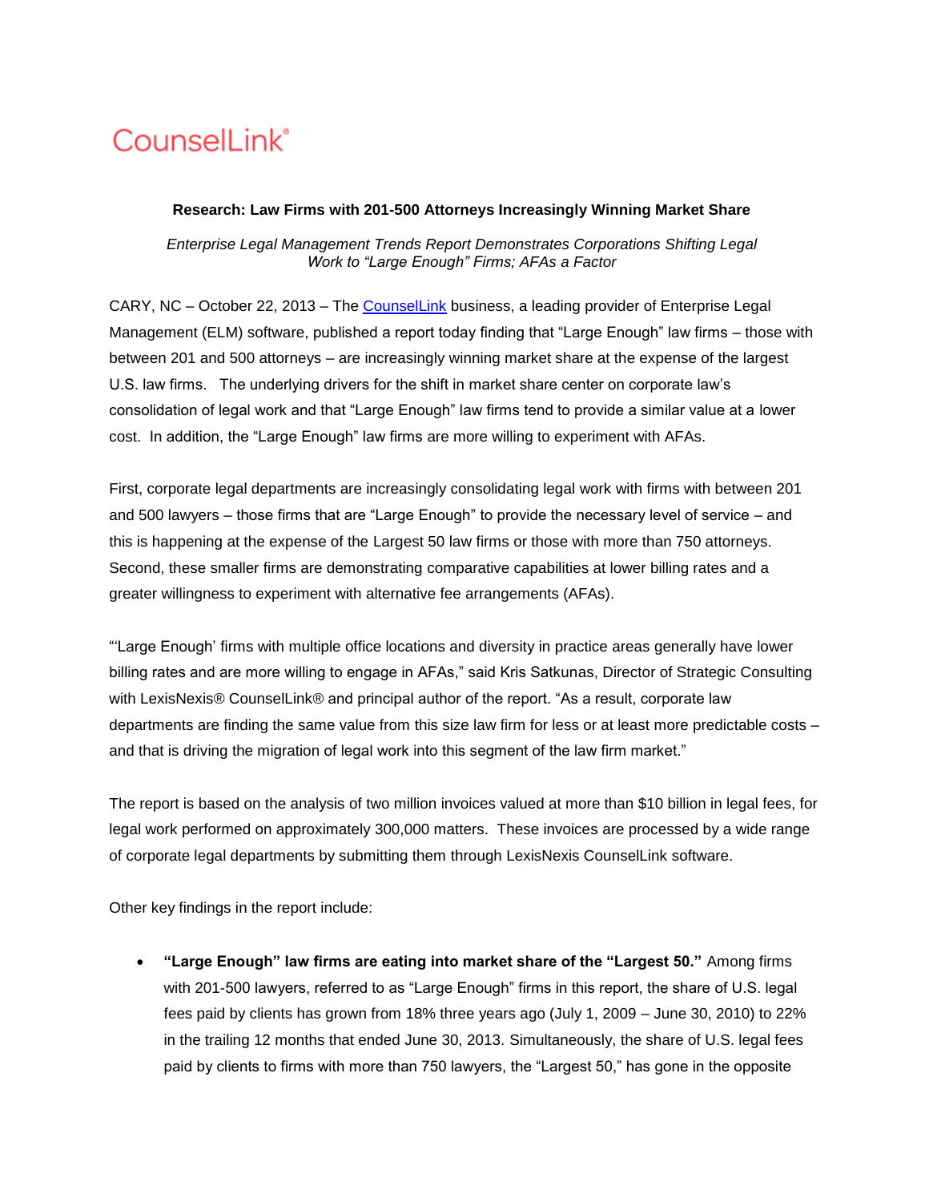CounselLink®

**Research: Law Firms with 201-500 Attorneys Increasingly Winning Market Share**

*Enterprise Legal Management Trends Report Demonstrates Corporations Shifting Legal Work to "Large Enough" Firms; AFAs a Factor*

CARY, NC – October 22, 2013 – The [CounselLink](CounselLink) business, a leading provider of Enterprise Legal Management (ELM) software, published a report today finding that "Large Enough" law firms – those with between 201 and 500 attorneys – are increasingly winning market share at the expense of the largest U.S. law firms. The underlying drivers for the shift in market share center on corporate law's consolidation of legal work and that "Large Enough" law firms tend to provide a similar value at a lower cost. In addition, the "Large Enough" law firms are more willing to experiment with AFAs.

First, corporate legal departments are increasingly consolidating legal work with firms with between 201 and 500 lawyers – those firms that are "Large Enough" to provide the necessary level of service – and this is happening at the expense of the Largest 50 law firms or those with more than 750 attorneys. Second, these smaller firms are demonstrating comparative capabilities at lower billing rates and a greater willingness to experiment with alternative fee arrangements (AFAs).

"'Large Enough' firms with multiple office locations and diversity in practice areas generally have lower billing rates and are more willing to engage in AFAs," said Kris Satkunas, Director of Strategic Consulting with LexisNexis® CounselLink® and principal author of the report. "As a result, corporate law departments are finding the same value from this size law firm for less or at least more predictable costs – and that is driving the migration of legal work into this segment of the law firm market."

The report is based on the analysis of two million invoices valued at more than $10 billion in legal fees, for legal work performed on approximately 300,000 matters. These invoices are processed by a wide range of corporate legal departments by submitting them through LexisNexis CounselLink software.

Other key findings in the report include:

- **"Large Enough" law firms are eating into market share of the "Largest 50."** Among firms with 201-500 lawyers, referred to as "Large Enough" firms in this report, the share of U.S. legal fees paid by clients has grown from 18% three years ago (July 1, 2009 – June 30, 2010) to 22% in the trailing 12 months that ended June 30, 2013. Simultaneously, the share of U.S. legal fees paid by clients to firms with more than 750 lawyers, the "Largest 50," has gone in the opposite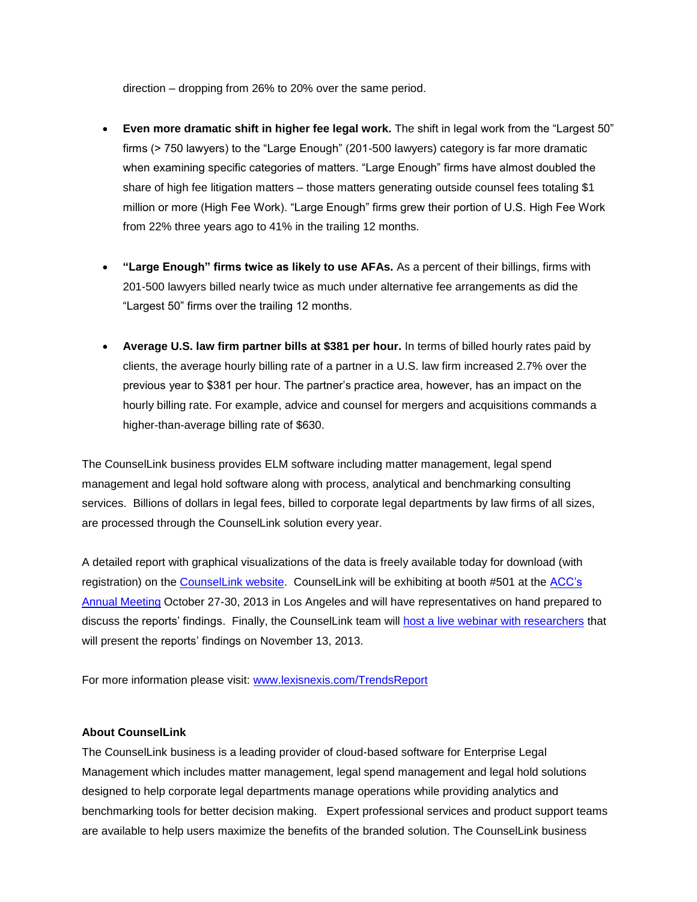direction – dropping from 26% to 20% over the same period.

- **Even more dramatic shift in higher fee legal work.** The shift in legal work from the "Largest 50" firms (> 750 lawyers) to the "Large Enough" (201-500 lawyers) category is far more dramatic when examining specific categories of matters. "Large Enough" firms have almost doubled the share of high fee litigation matters – those matters generating outside counsel fees totaling $1 million or more (High Fee Work). "Large Enough" firms grew their portion of U.S. High Fee Work from 22% three years ago to 41% in the trailing 12 months.

- **"Large Enough" firms twice as likely to use AFAs.** As a percent of their billings, firms with 201-500 lawyers billed nearly twice as much under alternative fee arrangements as did the "Largest 50" firms over the trailing 12 months.

- **Average U.S. law firm partner bills at $381 per hour.** In terms of billed hourly rates paid by clients, the average hourly billing rate of a partner in a U.S. law firm increased 2.7% over the previous year to $381 per hour. The partner's practice area, however, has an impact on the hourly billing rate. For example, advice and counsel for mergers and acquisitions commands a higher-than-average billing rate of $630.

The CounselLink business provides ELM software including matter management, legal spend management and legal hold software along with process, analytical and benchmarking consulting services. Billions of dollars in legal fees, billed to corporate legal departments by law firms of all sizes, are processed through the CounselLink solution every year.

A detailed report with graphical visualizations of the data is freely available today for download (with registration) on the CounselLink website. CounselLink will be exhibiting at booth #501 at the ACC's Annual Meeting October 27-30, 2013 in Los Angeles and will have representatives on hand prepared to discuss the reports' findings. Finally, the CounselLink team will host a live webinar with researchers that will present the reports' findings on November 13, 2013.

For more information please visit: www.lexisnexis.com/TrendsReport

**About CounselLink**

The CounselLink business is a leading provider of cloud-based software for Enterprise Legal Management which includes matter management, legal spend management and legal hold solutions designed to help corporate legal departments manage operations while providing analytics and benchmarking tools for better decision making. Expert professional services and product support teams are available to help users maximize the benefits of the branded solution. The CounselLink business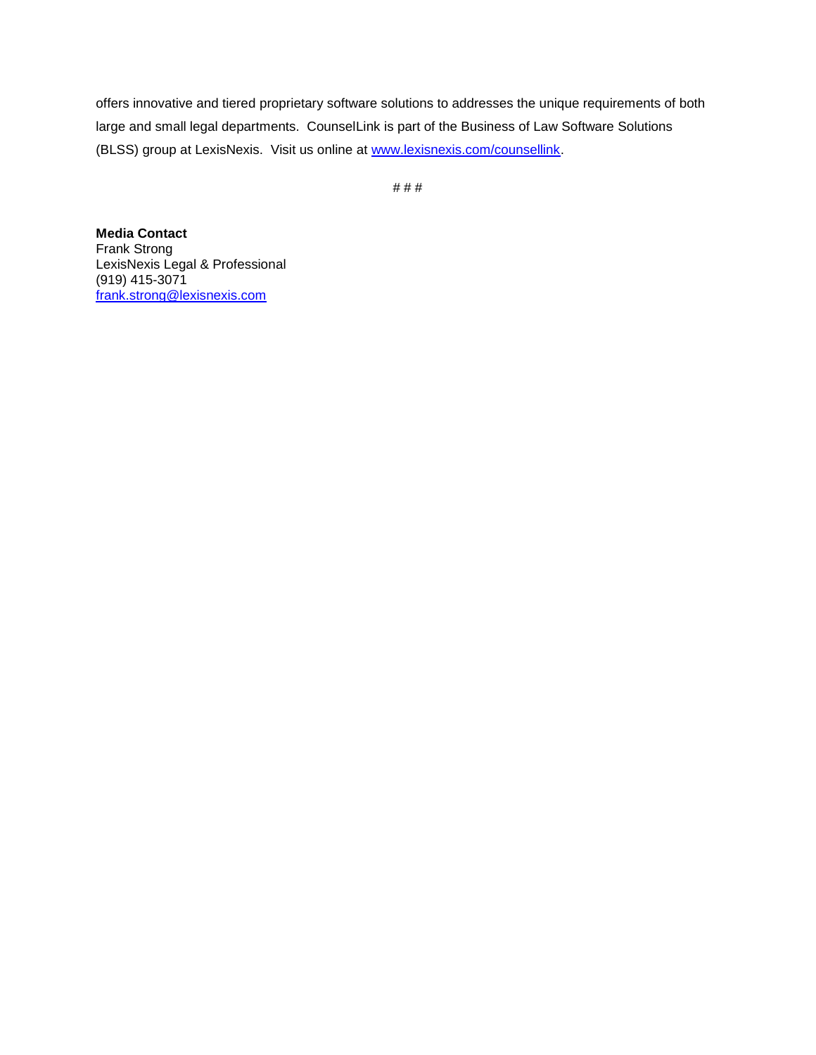offers innovative and tiered proprietary software solutions to addresses the unique requirements of both large and small legal departments. CounselLink is part of the Business of Law Software Solutions (BLSS) group at LexisNexis. Visit us online at www.lexisnexis.com/counsellink.

# # #

**Media Contact**
Frank Strong
LexisNexis Legal & Professional
(919) 415-3071
frank.strong@lexisnexis.com